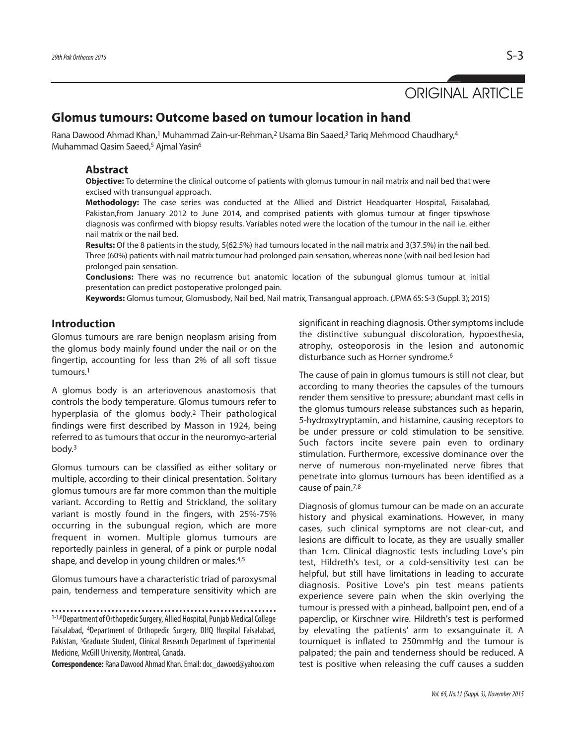ORIGINAL ARTICLE

# Glomus tumours: Outcome based on tumour location in hand

Rana Dawood Ahmad Khan,[1] Muhammad Zain-ur-Rehman,[2] Usama Bin Saaed,[3] Tariq Mehmood Chaudhary,[4] Muhammad Qasim Saeed,[5] Ajmal Yasin[6]

## Abstract

**Objective:** To determine the clinical outcome of patients with glomus tumour in nail matrix and nail bed that were excised with transungual approach.

**Methodology:** The case series was conducted at the Allied and District Headquarter Hospital, Faisalabad, Pakistan,from January 2012 to June 2014, and comprised patients with glomus tumour at finger tipswhose diagnosis was confirmed with biopsy results. Variables noted were the location of the tumour in the nail i.e. either nail matrix or the nail bed.

**Results:** Of the 8 patients in the study, 5(62.5%) had tumours located in the nail matrix and 3(37.5%) in the nail bed. Three (60%) patients with nail matrix tumour had prolonged pain sensation, whereas none (with nail bed lesion had prolonged pain sensation.

**Conclusions:** There was no recurrence but anatomic location of the subungual glomus tumour at initial presentation can predict postoperative prolonged pain.

**Keywords:** Glomus tumour, Glomusbody, Nail bed, Nail matrix, Transangual approach. (JPMA 65: S-3 (Suppl. 3); 2015)

## Introduction

Glomus tumours are rare benign neoplasm arising from the glomus body mainly found under the nail or on the fingertip, accounting for less than 2% of all soft tissue tumours.[1]

A glomus body is an arteriovenous anastomosis that controls the body temperature. Glomus tumours refer to hyperplasia of the glomus body.[2] Their pathological findings were first described by Masson in 1924, being referred to as tumours that occur in the neuromyo-arterial body.[3]

Glomus tumours can be classified as either solitary or multiple, according to their clinical presentation. Solitary glomus tumours are far more common than the multiple variant. According to Rettig and Strickland, the solitary variant is mostly found in the fingers, with 25%-75% occurring in the subungual region, which are more frequent in women. Multiple glomus tumours are reportedly painless in general, of a pink or purple nodal shape, and develop in young children or males.[4,5]

Glomus tumours have a characteristic triad of paroxysmal pain, tenderness and temperature sensitivity which are significant in reaching diagnosis. Other symptoms include the distinctive subungual discoloration, hypoesthesia, atrophy, osteoporosis in the lesion and autonomic disturbance such as Horner syndrome.[6]

The cause of pain in glomus tumours is still not clear, but according to many theories the capsules of the tumours render them sensitive to pressure; abundant mast cells in the glomus tumours release substances such as heparin, 5-hydroxytryptamin, and histamine, causing receptors to be under pressure or cold stimulation to be sensitive. Such factors incite severe pain even to ordinary stimulation. Furthermore, excessive dominance over the nerve of numerous non-myelinated nerve fibres that penetrate into glomus tumours has been identified as a cause of pain.[7,8]

Diagnosis of glomus tumour can be made on an accurate history and physical examinations. However, in many cases, such clinical symptoms are not clear-cut, and lesions are difficult to locate, as they are usually smaller than 1cm. Clinical diagnostic tests including Love's pin test, Hildreth's test, or a cold-sensitivity test can be helpful, but still have limitations in leading to accurate diagnosis. Positive Love's pin test means patients experience severe pain when the skin overlying the tumour is pressed with a pinhead, ballpoint pen, end of a paperclip, or Kirschner wire. Hildreth's test is performed by elevating the patients' arm to exsanguinate it. A tourniquet is inflated to 250mmHg and the tumour is palpated; the pain and tenderness should be reduced. A test is positive when releasing the cuff causes a sudden

[1-3,6]Department of Orthopedic Surgery, Allied Hospital, Punjab Medical College Faisalabad, [4]Department of Orthopedic Surgery, DHQ Hospital Faisalabad, Pakistan, [5]Graduate Student, Clinical Research Department of Experimental Medicine, McGill University, Montreal, Canada.

**Correspondence:** Rana Dawood Ahmad Khan. Email: doc_dawood@yahoo.com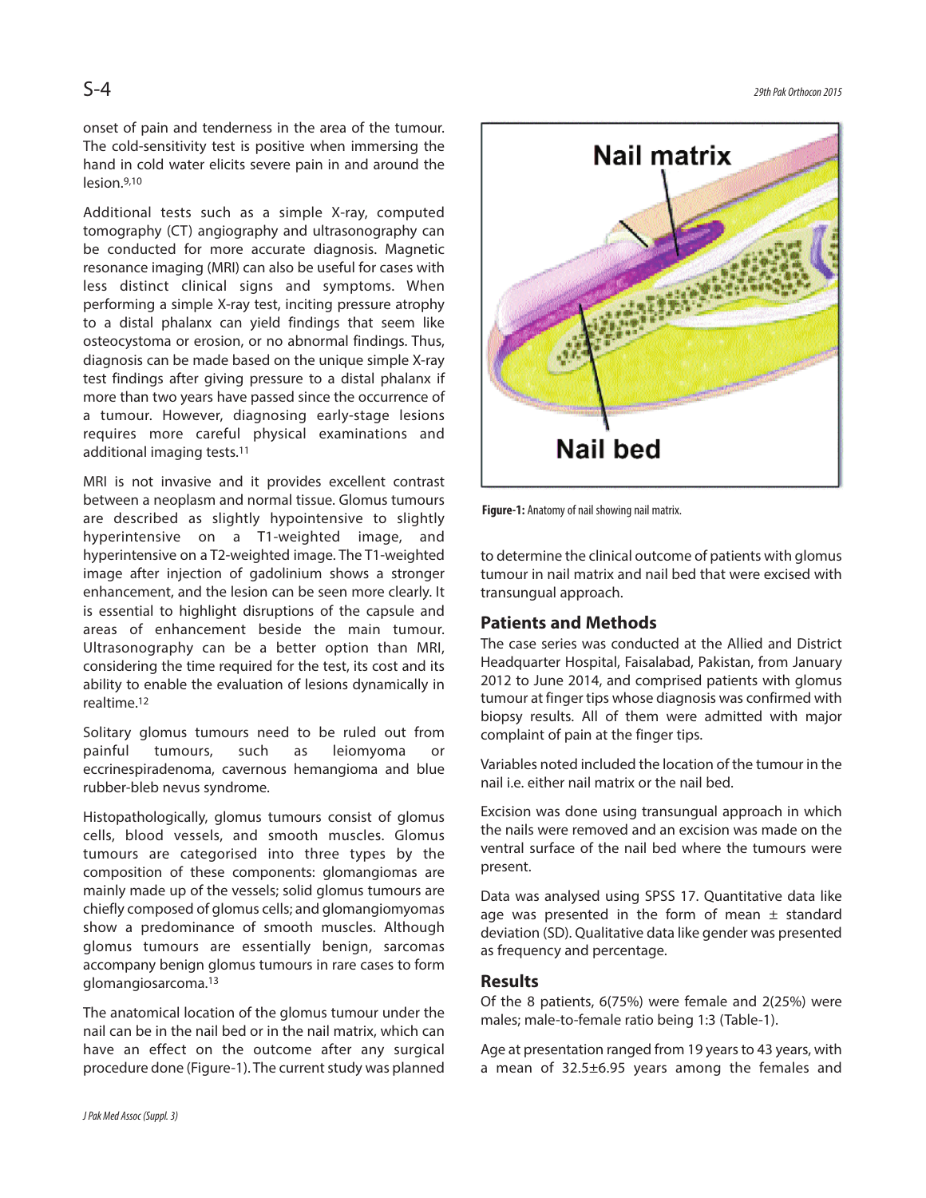onset of pain and tenderness in the area of the tumour. The cold-sensitivity test is positive when immersing the hand in cold water elicits severe pain in and around the lesion.[9,10]

Additional tests such as a simple X-ray, computed tomography (CT) angiography and ultrasonography can be conducted for more accurate diagnosis. Magnetic resonance imaging (MRI) can also be useful for cases with less distinct clinical signs and symptoms. When performing a simple X-ray test, inciting pressure atrophy to a distal phalanx can yield findings that seem like osteocystoma or erosion, or no abnormal findings. Thus, diagnosis can be made based on the unique simple X-ray test findings after giving pressure to a distal phalanx if more than two years have passed since the occurrence of a tumour. However, diagnosing early-stage lesions requires more careful physical examinations and additional imaging tests.[11]

MRI is not invasive and it provides excellent contrast between a neoplasm and normal tissue. Glomus tumours are described as slightly hypointensive to slightly hyperintensive on a T1-weighted image, and hyperintensive on a T2-weighted image. The T1-weighted image after injection of gadolinium shows a stronger enhancement, and the lesion can be seen more clearly. It is essential to highlight disruptions of the capsule and areas of enhancement beside the main tumour. Ultrasonography can be a better option than MRI, considering the time required for the test, its cost and its ability to enable the evaluation of lesions dynamically in realtime.[12]

Solitary glomus tumours need to be ruled out from painful tumours, such as leiomyoma or eccrinespiradenoma, cavernous hemangioma and blue rubber-bleb nevus syndrome.

Histopathologically, glomus tumours consist of glomus cells, blood vessels, and smooth muscles. Glomus tumours are categorised into three types by the composition of these components: glomangiomas are mainly made up of the vessels; solid glomus tumours are chiefly composed of glomus cells; and glomangiomyomas show a predominance of smooth muscles. Although glomus tumours are essentially benign, sarcomas accompany benign glomus tumours in rare cases to form glomangiosarcoma.[13]

The anatomical location of the glomus tumour under the nail can be in the nail bed or in the nail matrix, which can have an effect on the outcome after any surgical procedure done (Figure-1). The current study was planned to determine the clinical outcome of patients with glomus tumour in nail matrix and nail bed that were excised with transungual approach.

**Figure-1:** Anatomy of nail showing nail matrix.

## Patients and Methods

The case series was conducted at the Allied and District Headquarter Hospital, Faisalabad, Pakistan, from January 2012 to June 2014, and comprised patients with glomus tumour at finger tips whose diagnosis was confirmed with biopsy results. All of them were admitted with major complaint of pain at the finger tips.

Variables noted included the location of the tumour in the nail i.e. either nail matrix or the nail bed.

Excision was done using transungual approach in which the nails were removed and an excision was made on the ventral surface of the nail bed where the tumours were present.

Data was analysed using SPSS 17. Quantitative data like age was presented in the form of mean ± standard deviation (SD). Qualitative data like gender was presented as frequency and percentage.

## Results

Of the 8 patients, 6(75%) were female and 2(25%) were males; male-to-female ratio being 1:3 (Table-1).

Age at presentation ranged from 19 years to 43 years, with a mean of 32.5±6.95 years among the females and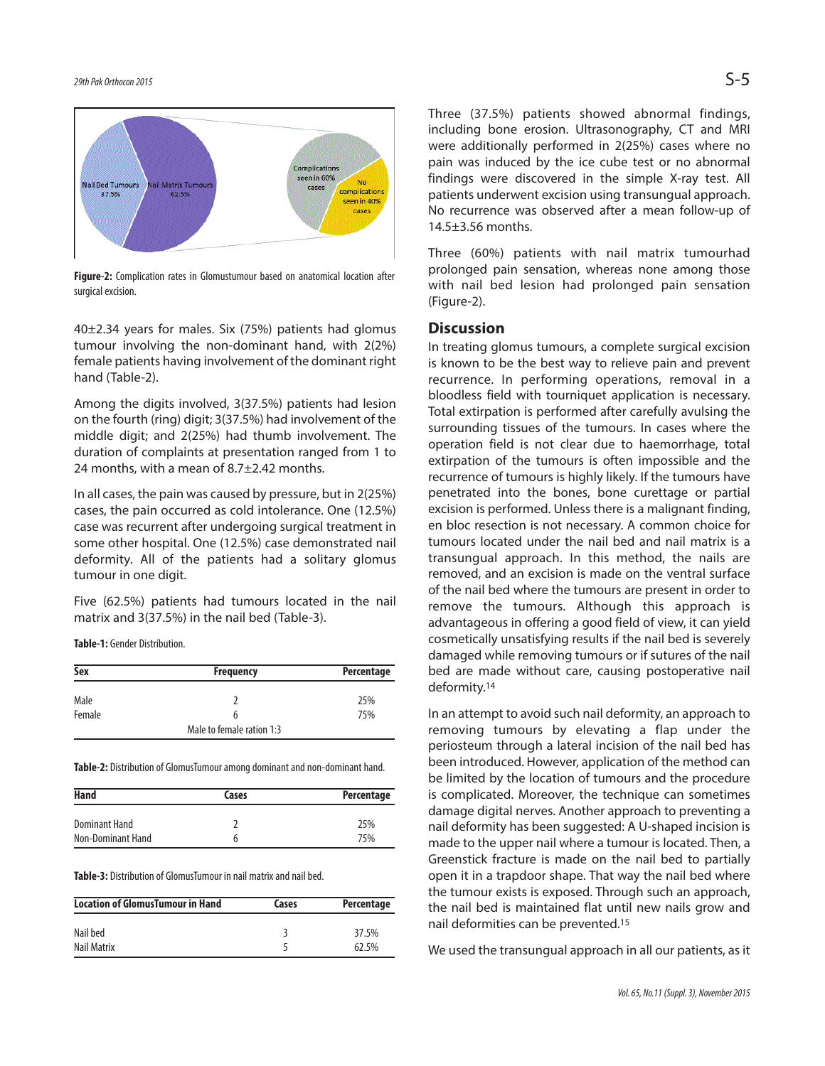Figure-2: Complication rates in Glomustumour based on anatomical location after surgical excision.

40±2.34 years for males. Six (75%) patients had glomus tumour involving the non-dominant hand, with 2(2%) female patients having involvement of the dominant right hand (Table-2).

Among the digits involved, 3(37.5%) patients had lesion on the fourth (ring) digit; 3(37.5%) had involvement of the middle digit; and 2(25%) had thumb involvement. The duration of complaints at presentation ranged from 1 to 24 months, with a mean of 8.7±2.42 months.

In all cases, the pain was caused by pressure, but in 2(25%) cases, the pain occurred as cold intolerance. One (12.5%) case was recurrent after undergoing surgical treatment in some other hospital. One (12.5%) case demonstrated nail deformity. All of the patients had a solitary glomus tumour in one digit.

Five (62.5%) patients had tumours located in the nail matrix and 3(37.5%) in the nail bed (Table-3).

**Table-1:** Gender Distribution.

| Sex | Frequency | Percentage |
|---|---|---|
| Male | 2 | 25% |
| Female | 6 | 75% |
| | Male to female ration 1:3 | |

**Table-2:** Distribution of GlomusTumour among dominant and non-dominant hand.

| Hand | Cases | Percentage |
|---|---|---|
| Dominant Hand | 2 | 25% |
| Non-Dominant Hand | 6 | 75% |

**Table-3:** Distribution of GlomusTumour in nail matrix and nail bed.

| Location of GlomusTumour in Hand | Cases | Percentage |
|---|---|---|
| Nail bed | 3 | 37.5% |
| Nail Matrix | 5 | 62.5% |

Three (37.5%) patients showed abnormal findings, including bone erosion. Ultrasonography, CT and MRI were additionally performed in 2(25%) cases where no pain was induced by the ice cube test or no abnormal findings were discovered in the simple X-ray test. All patients underwent excision using transungual approach. No recurrence was observed after a mean follow-up of 14.5±3.56 months.

Three (60%) patients with nail matrix tumourhad prolonged pain sensation, whereas none among those with nail bed lesion had prolonged pain sensation (Figure-2).

## Discussion

In treating glomus tumours, a complete surgical excision is known to be the best way to relieve pain and prevent recurrence. In performing operations, removal in a bloodless field with tourniquet application is necessary. Total extirpation is performed after carefully avulsing the surrounding tissues of the tumours. In cases where the operation field is not clear due to haemorrhage, total extirpation of the tumours is often impossible and the recurrence of tumours is highly likely. If the tumours have penetrated into the bones, bone curettage or partial excision is performed. Unless there is a malignant finding, en bloc resection is not necessary. A common choice for tumours located under the nail bed and nail matrix is a transungual approach. In this method, the nails are removed, and an excision is made on the ventral surface of the nail bed where the tumours are present in order to remove the tumours. Although this approach is advantageous in offering a good field of view, it can yield cosmetically unsatisfying results if the nail bed is severely damaged while removing tumours or if sutures of the nail bed are made without care, causing postoperative nail deformity.[14]

In an attempt to avoid such nail deformity, an approach to removing tumours by elevating a flap under the periosteum through a lateral incision of the nail bed has been introduced. However, application of the method can be limited by the location of tumours and the procedure is complicated. Moreover, the technique can sometimes damage digital nerves. Another approach to preventing a nail deformity has been suggested: A U-shaped incision is made to the upper nail where a tumour is located. Then, a Greenstick fracture is made on the nail bed to partially open it in a trapdoor shape. That way the nail bed where the tumour exists is exposed. Through such an approach, the nail bed is maintained flat until new nails grow and nail deformities can be prevented.[15]

We used the transungual approach in all our patients, as it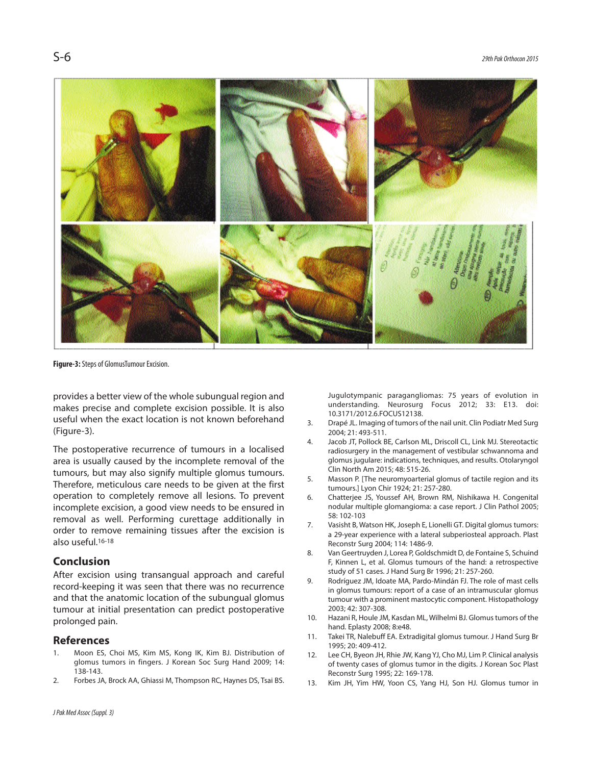Figure-3: Steps of GlomusTumour Excision.

provides a better view of the whole subungual region and makes precise and complete excision possible. It is also useful when the exact location is not known beforehand (Figure-3).

The postoperative recurrence of tumours in a localised area is usually caused by the incomplete removal of the tumours, but may also signify multiple glomus tumours. Therefore, meticulous care needs to be given at the first operation to completely remove all lesions. To prevent incomplete excision, a good view needs to be ensured in removal as well. Performing curettage additionally in order to remove remaining tissues after the excision is also useful.[16-18]

## Conclusion

After excision using transangual approach and careful record-keeping it was seen that there was no recurrence and that the anatomic location of the subungual glomus tumour at initial presentation can predict postoperative prolonged pain.

## References

1. Moon ES, Choi MS, Kim MS, Kong IK, Kim BJ. Distribution of glomus tumors in fingers. J Korean Soc Surg Hand 2009; 14: 138-143.
2. Forbes JA, Brock AA, Ghiassi M, Thompson RC, Haynes DS, Tsai BS. Jugulotympanic paragangliomas: 75 years of evolution in understanding. Neurosurg Focus 2012; 33: E13. doi: 10.3171/2012.6.FOCUS12138.
3. Drapé JL. Imaging of tumors of the nail unit. Clin Podiatr Med Surg 2004; 21: 493-511.
4. Jacob JT, Pollock BE, Carlson ML, Driscoll CL, Link MJ. Stereotactic radiosurgery in the management of vestibular schwannoma and glomus jugulare: indications, techniques, and results. Otolaryngol Clin North Am 2015; 48: 515-26.
5. Masson P. [The neuromyoarterial glomus of tactile region and its tumours.] Lyon Chir 1924; 21: 257-280.
6. Chatterjee JS, Youssef AH, Brown RM, Nishikawa H. Congenital nodular multiple glomangioma: a case report. J Clin Pathol 2005; 58: 102-103
7. Vasisht B, Watson HK, Joseph E, Lionelli GT. Digital glomus tumors: a 29-year experience with a lateral subperiosteal approach. Plast Reconstr Surg 2004; 114: 1486-9.
8. Van Geertruyden J, Lorea P, Goldschmidt D, de Fontaine S, Schuind F, Kinnen L, et al. Glomus tumours of the hand: a retrospective study of 51 cases. J Hand Surg Br 1996; 21: 257-260.
9. Rodríguez JM, Idoate MA, Pardo-Mindán FJ. The role of mast cells in glomus tumours: report of a case of an intramuscular glomus tumour with a prominent mastocytic component. Histopathology 2003; 42: 307-308.
10. Hazani R, Houle JM, Kasdan ML, Wilhelmi BJ. Glomus tumors of the hand. Eplasty 2008; 8:e48.
11. Takei TR, Nalebuff EA. Extradigital glomus tumour. J Hand Surg Br 1995; 20: 409-412.
12. Lee CH, Byeon JH, Rhie JW, Kang YJ, Cho MJ, Lim P. Clinical analysis of twenty cases of glomus tumor in the digits. J Korean Soc Plast Reconstr Surg 1995; 22: 169-178.
13. Kim JH, Yim HW, Yoon CS, Yang HJ, Son HJ. Glomus tumor in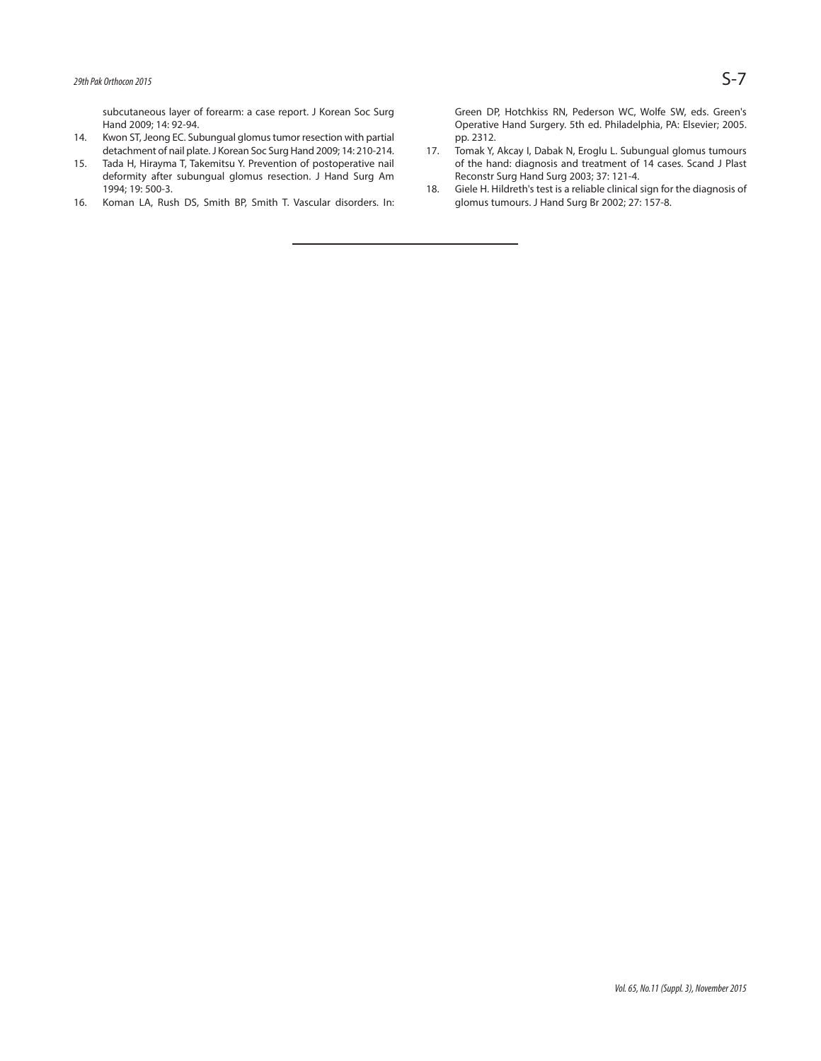subcutaneous layer of forearm: a case report. J Korean Soc Surg Hand 2009; 14: 92-94.

14. Kwon ST, Jeong EC. Subungual glomus tumor resection with partial detachment of nail plate. J Korean Soc Surg Hand 2009; 14: 210-214.
15. Tada H, Hirayma T, Takemitsu Y. Prevention of postoperative nail deformity after subungual glomus resection. J Hand Surg Am 1994; 19: 500-3.
16. Koman LA, Rush DS, Smith BP, Smith T. Vascular disorders. In: Green DP, Hotchkiss RN, Pederson WC, Wolfe SW, eds. Green's Operative Hand Surgery. 5th ed. Philadelphia, PA: Elsevier; 2005. pp. 2312.
17. Tomak Y, Akcay I, Dabak N, Eroglu L. Subungual glomus tumours of the hand: diagnosis and treatment of 14 cases. Scand J Plast Reconstr Surg Hand Surg 2003; 37: 121-4.
18. Giele H. Hildreth's test is a reliable clinical sign for the diagnosis of glomus tumours. J Hand Surg Br 2002; 27: 157-8.